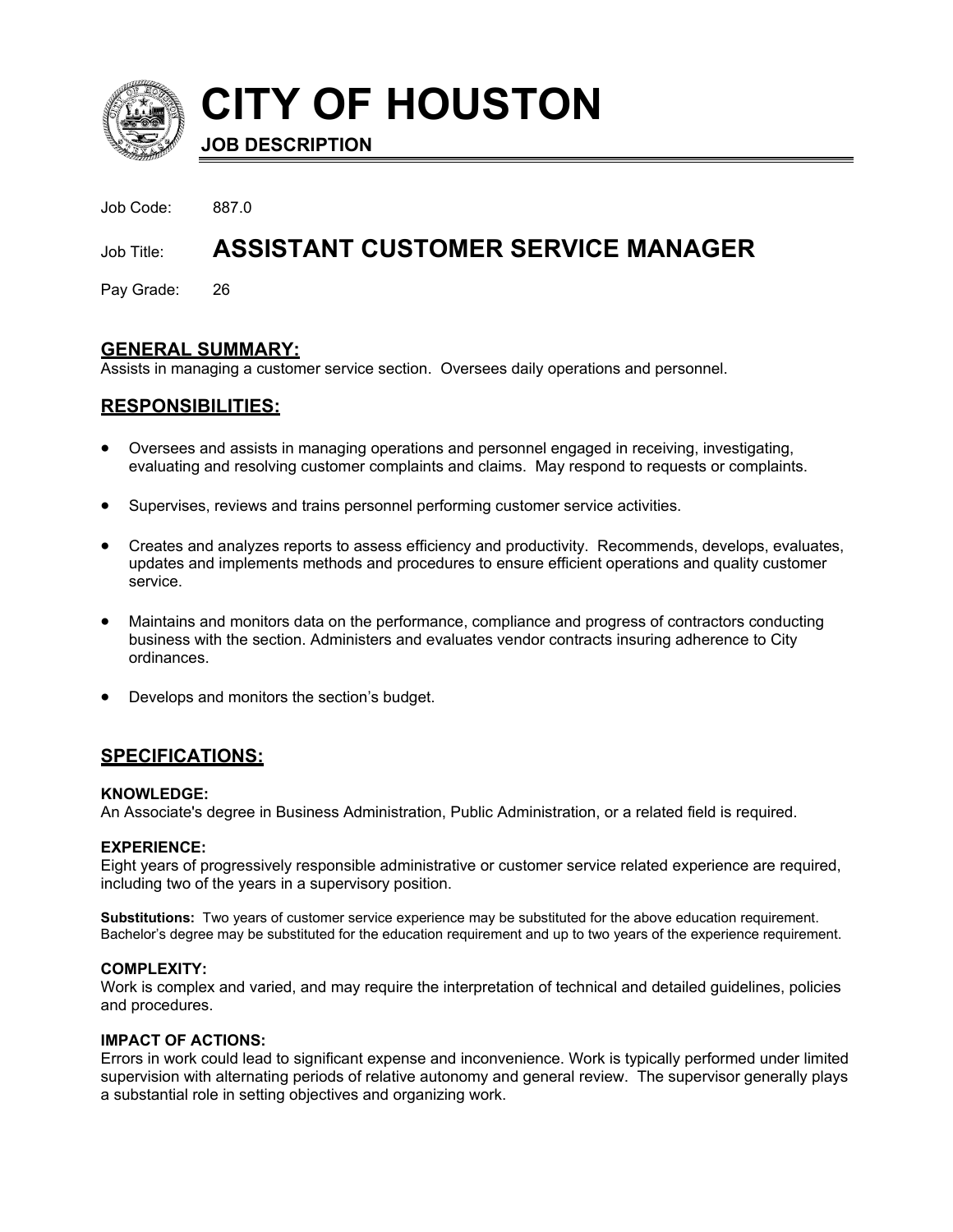# CITY OF HOUSTON

**JOB DESCRIPTION**

Job Code: 887.0

Job Title: **ASSISTANT CUSTOMER SERVICE MANAGER**

Pay Grade: 26

## GENERAL SUMMARY:

Assists in managing a customer service section. Oversees daily operations and personnel.

## RESPONSIBILITIES:

- Oversees and assists in managing operations and personnel engaged in receiving, investigating, evaluating and resolving customer complaints and claims. May respond to requests or complaints.
- Supervises, reviews and trains personnel performing customer service activities.
- Creates and analyzes reports to assess efficiency and productivity. Recommends, develops, evaluates, updates and implements methods and procedures to ensure efficient operations and quality customer service.
- Maintains and monitors data on the performance, compliance and progress of contractors conducting business with the section. Administers and evaluates vendor contracts insuring adherence to City ordinances.
- Develops and monitors the section's budget.

## SPECIFICATIONS:

### KNOWLEDGE:

An Associate's degree in Business Administration, Public Administration, or a related field is required.

### EXPERIENCE:

Eight years of progressively responsible administrative or customer service related experience are required, including two of the years in a supervisory position.

**Substitutions:** Two years of customer service experience may be substituted for the above education requirement. Bachelor's degree may be substituted for the education requirement and up to two years of the experience requirement.

### COMPLEXITY:

Work is complex and varied, and may require the interpretation of technical and detailed guidelines, policies and procedures.

### IMPACT OF ACTIONS:

Errors in work could lead to significant expense and inconvenience. Work is typically performed under limited supervision with alternating periods of relative autonomy and general review. The supervisor generally plays a substantial role in setting objectives and organizing work.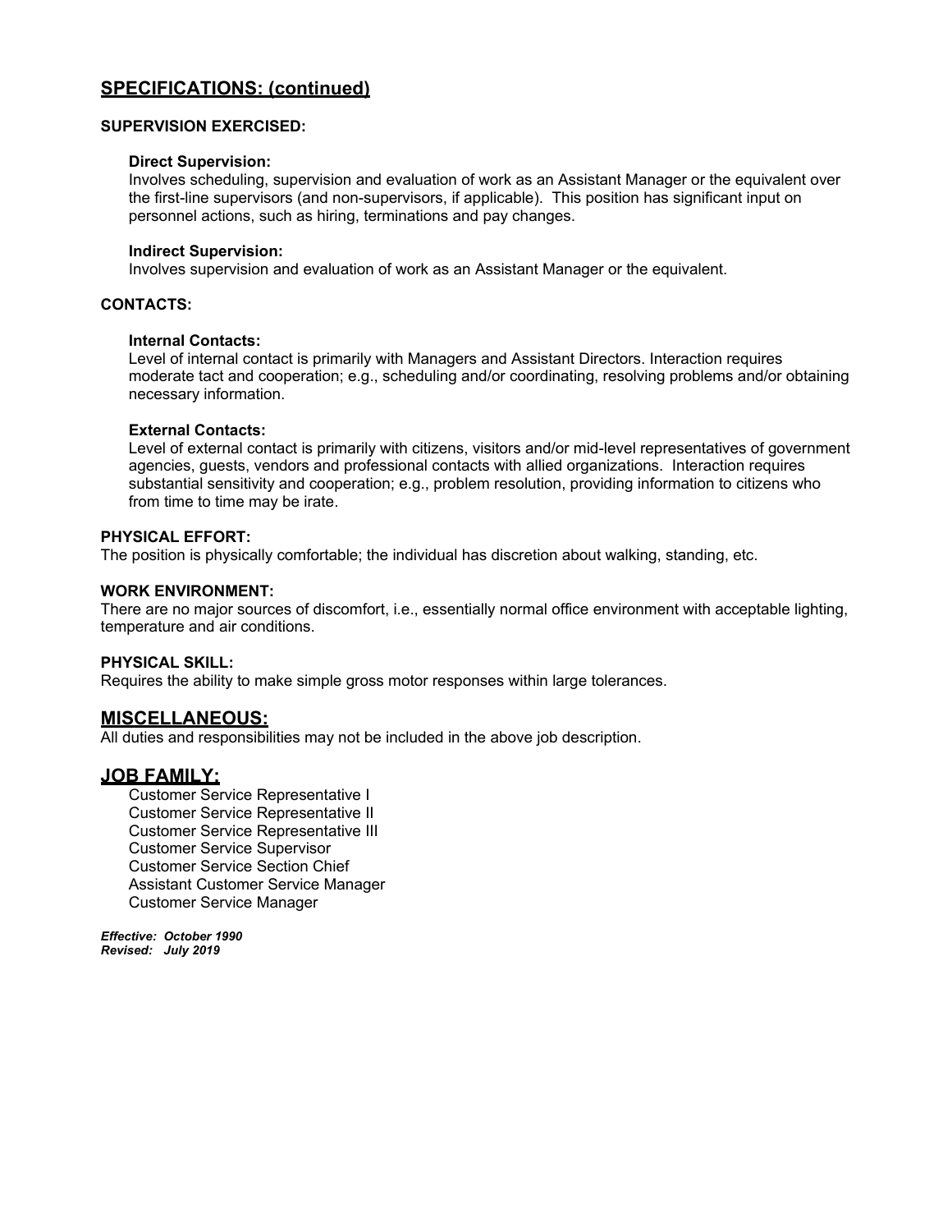## SPECIFICATIONS: (continued)

**SUPERVISION EXERCISED:**

**Direct Supervision:**
Involves scheduling, supervision and evaluation of work as an Assistant Manager or the equivalent over the first-line supervisors (and non-supervisors, if applicable). This position has significant input on personnel actions, such as hiring, terminations and pay changes.

**Indirect Supervision:**
Involves supervision and evaluation of work as an Assistant Manager or the equivalent.

**CONTACTS:**

**Internal Contacts:**
Level of internal contact is primarily with Managers and Assistant Directors. Interaction requires moderate tact and cooperation; e.g., scheduling and/or coordinating, resolving problems and/or obtaining necessary information.

**External Contacts:**
Level of external contact is primarily with citizens, visitors and/or mid-level representatives of government agencies, guests, vendors and professional contacts with allied organizations. Interaction requires substantial sensitivity and cooperation; e.g., problem resolution, providing information to citizens who from time to time may be irate.

**PHYSICAL EFFORT:**
The position is physically comfortable; the individual has discretion about walking, standing, etc.

**WORK ENVIRONMENT:**
There are no major sources of discomfort, i.e., essentially normal office environment with acceptable lighting, temperature and air conditions.

**PHYSICAL SKILL:**
Requires the ability to make simple gross motor responses within large tolerances.

## MISCELLANEOUS:

All duties and responsibilities may not be included in the above job description.

## JOB FAMILY:

Customer Service Representative I
Customer Service Representative II
Customer Service Representative III
Customer Service Supervisor
Customer Service Section Chief
Assistant Customer Service Manager
Customer Service Manager

***Effective:** October 1990*
***Revised:** July 2019*